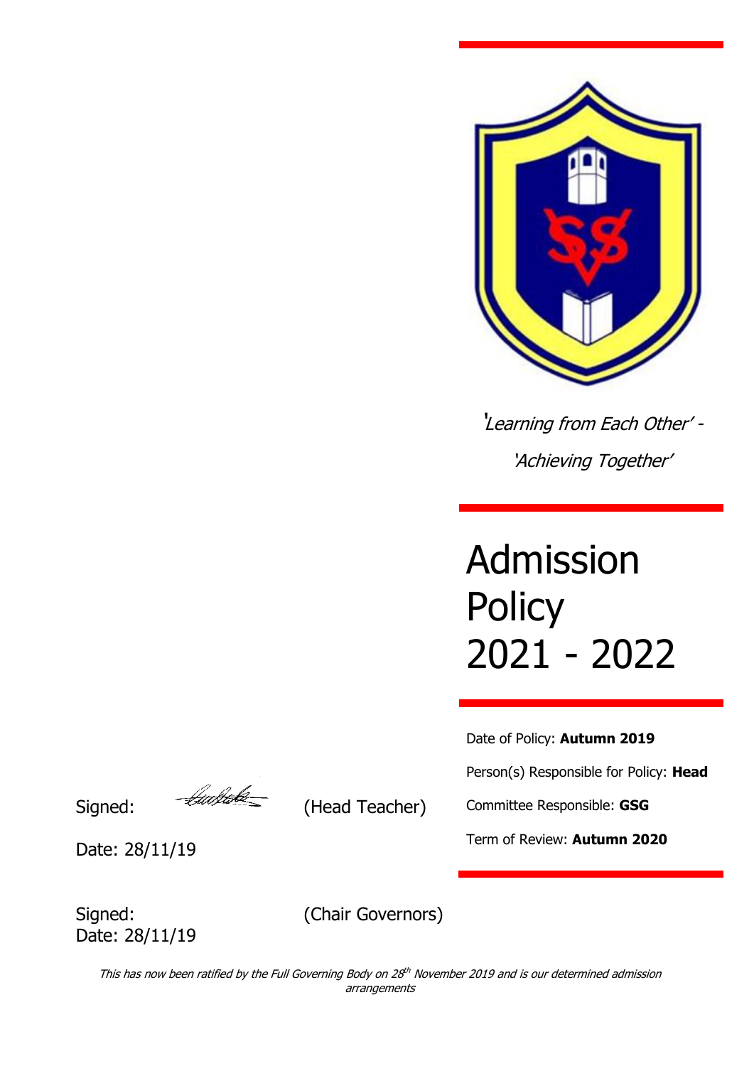*'Learning from Each Other' -*

*'Achieving Together'*

# Admission Policy 2021 - 2022

Date of Policy: **Autumn 2019**

Person(s) Responsible for Policy: **Head**

Committee Responsible: **GSG**

Term of Review: **Autumn 2020**

Signed: (Head Teacher)

Date: 28/11/19

Signed: (Chair Governors)

Date: 28/11/19

*This has now been ratified by the Full Governing Body on 28th November 2019 and is our determined admission arrangements*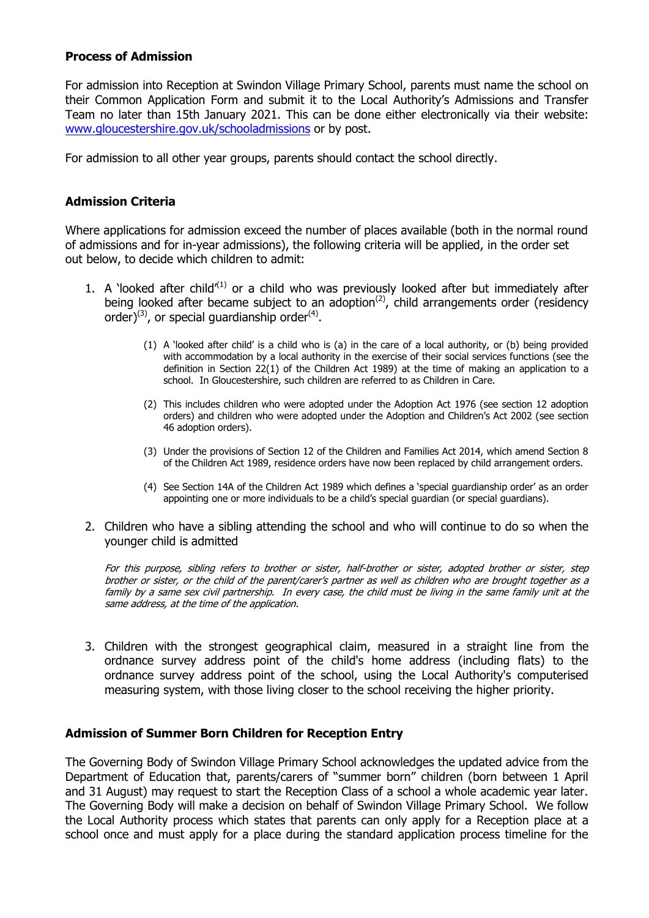**Process of Admission**

For admission into Reception at Swindon Village Primary School, parents must name the school on their Common Application Form and submit it to the Local Authority's Admissions and Transfer Team no later than 15th January 2021. This can be done either electronically via their website: www.gloucestershire.gov.uk/schooladmissions or by post.

For admission to all other year groups, parents should contact the school directly.

**Admission Criteria**

Where applications for admission exceed the number of places available (both in the normal round of admissions and for in-year admissions), the following criteria will be applied, in the order set out below, to decide which children to admit:

1. A 'looked after child'[(1)] or a child who was previously looked after but immediately after being looked after became subject to an adoption[(2)], child arrangements order (residency order)[(3)], or special guardianship order[(4)].

    (1) A 'looked after child' is a child who is (a) in the care of a local authority, or (b) being provided with accommodation by a local authority in the exercise of their social services functions (see the definition in Section 22(1) of the Children Act 1989) at the time of making an application to a school. In Gloucestershire, such children are referred to as Children in Care.

    (2) This includes children who were adopted under the Adoption Act 1976 (see section 12 adoption orders) and children who were adopted under the Adoption and Children's Act 2002 (see section 46 adoption orders).

    (3) Under the provisions of Section 12 of the Children and Families Act 2014, which amend Section 8 of the Children Act 1989, residence orders have now been replaced by child arrangement orders.

    (4) See Section 14A of the Children Act 1989 which defines a 'special guardianship order' as an order appointing one or more individuals to be a child's special guardian (or special guardians).

2. Children who have a sibling attending the school and who will continue to do so when the younger child is admitted

    *For this purpose, sibling refers to brother or sister, half-brother or sister, adopted brother or sister, step brother or sister, or the child of the parent/carer's partner as well as children who are brought together as a family by a same sex civil partnership. In every case, the child must be living in the same family unit at the same address, at the time of the application.*

3. Children with the strongest geographical claim, measured in a straight line from the ordnance survey address point of the child's home address (including flats) to the ordnance survey address point of the school, using the Local Authority's computerised measuring system, with those living closer to the school receiving the higher priority.

**Admission of Summer Born Children for Reception Entry**

The Governing Body of Swindon Village Primary School acknowledges the updated advice from the Department of Education that, parents/carers of "summer born" children (born between 1 April and 31 August) may request to start the Reception Class of a school a whole academic year later. The Governing Body will make a decision on behalf of Swindon Village Primary School. We follow the Local Authority process which states that parents can only apply for a Reception place at a school once and must apply for a place during the standard application process timeline for the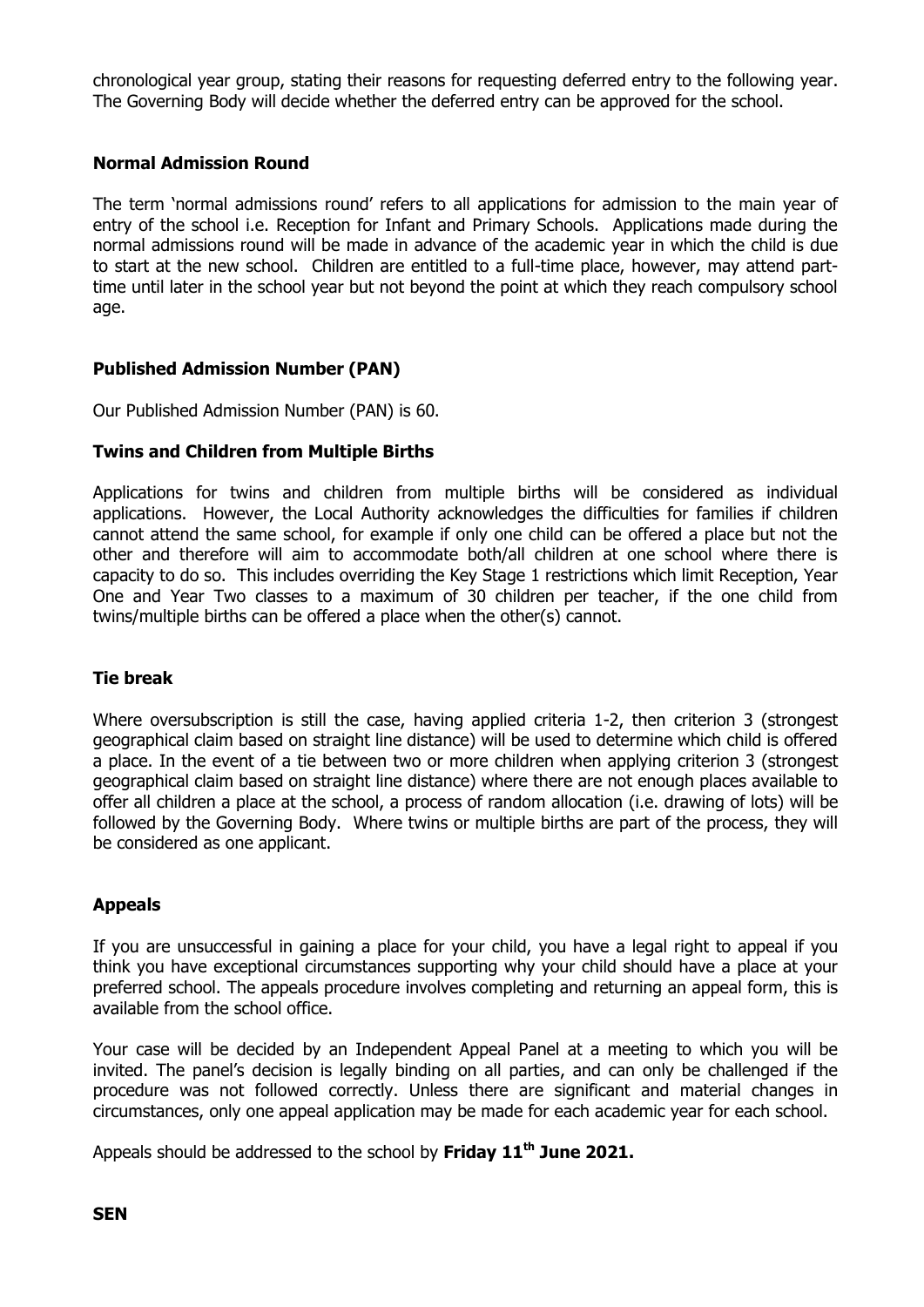chronological year group, stating their reasons for requesting deferred entry to the following year. The Governing Body will decide whether the deferred entry can be approved for the school.

**Normal Admission Round**

The term 'normal admissions round' refers to all applications for admission to the main year of entry of the school i.e. Reception for Infant and Primary Schools. Applications made during the normal admissions round will be made in advance of the academic year in which the child is due to start at the new school. Children are entitled to a full-time place, however, may attend part-time until later in the school year but not beyond the point at which they reach compulsory school age.

**Published Admission Number (PAN)**

Our Published Admission Number (PAN) is 60.

**Twins and Children from Multiple Births**

Applications for twins and children from multiple births will be considered as individual applications. However, the Local Authority acknowledges the difficulties for families if children cannot attend the same school, for example if only one child can be offered a place but not the other and therefore will aim to accommodate both/all children at one school where there is capacity to do so. This includes overriding the Key Stage 1 restrictions which limit Reception, Year One and Year Two classes to a maximum of 30 children per teacher, if the one child from twins/multiple births can be offered a place when the other(s) cannot.

**Tie break**

Where oversubscription is still the case, having applied criteria 1-2, then criterion 3 (strongest geographical claim based on straight line distance) will be used to determine which child is offered a place. In the event of a tie between two or more children when applying criterion 3 (strongest geographical claim based on straight line distance) where there are not enough places available to offer all children a place at the school, a process of random allocation (i.e. drawing of lots) will be followed by the Governing Body. Where twins or multiple births are part of the process, they will be considered as one applicant.

**Appeals**

If you are unsuccessful in gaining a place for your child, you have a legal right to appeal if you think you have exceptional circumstances supporting why your child should have a place at your preferred school. The appeals procedure involves completing and returning an appeal form, this is available from the school office.

Your case will be decided by an Independent Appeal Panel at a meeting to which you will be invited. The panel's decision is legally binding on all parties, and can only be challenged if the procedure was not followed correctly. Unless there are significant and material changes in circumstances, only one appeal application may be made for each academic year for each school.

Appeals should be addressed to the school by **Friday 11th June 2021.**

**SEN**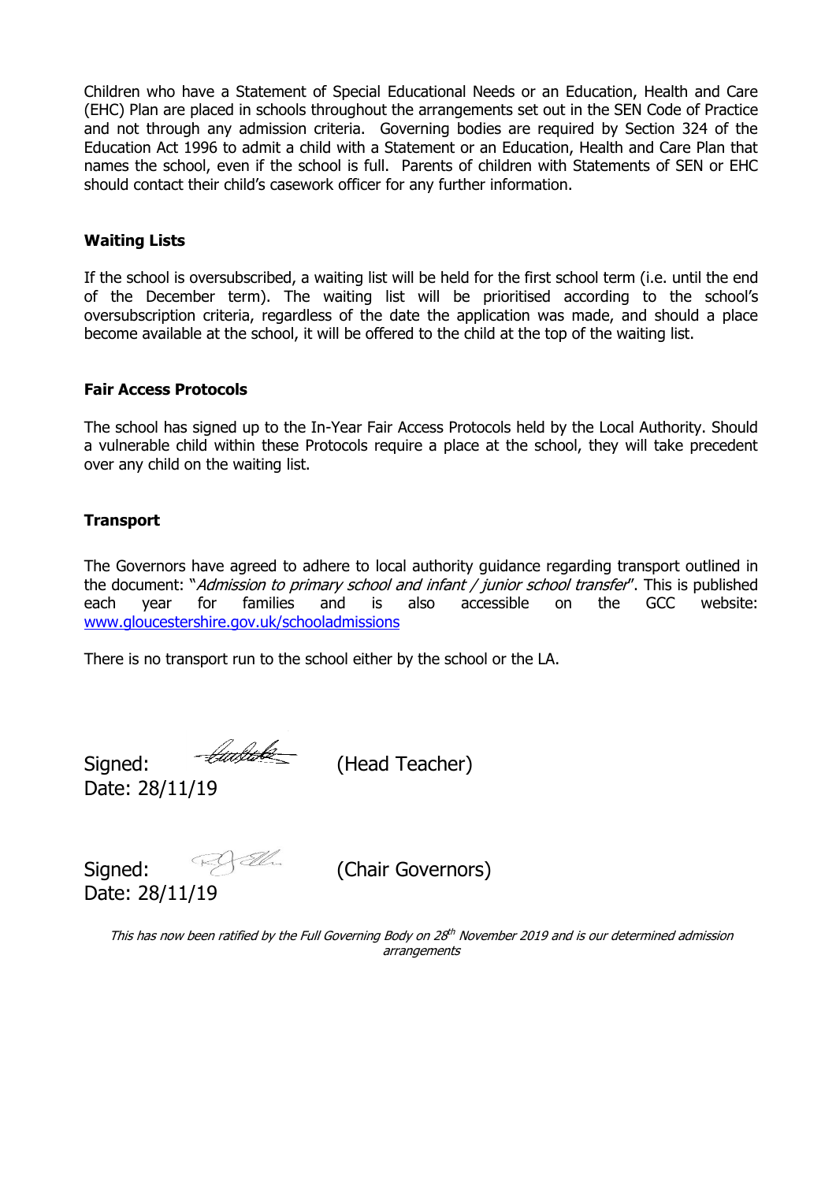Children who have a Statement of Special Educational Needs or an Education, Health and Care (EHC) Plan are placed in schools throughout the arrangements set out in the SEN Code of Practice and not through any admission criteria. Governing bodies are required by Section 324 of the Education Act 1996 to admit a child with a Statement or an Education, Health and Care Plan that names the school, even if the school is full. Parents of children with Statements of SEN or EHC should contact their child's casework officer for any further information.

**Waiting Lists**

If the school is oversubscribed, a waiting list will be held for the first school term (i.e. until the end of the December term). The waiting list will be prioritised according to the school's oversubscription criteria, regardless of the date the application was made, and should a place become available at the school, it will be offered to the child at the top of the waiting list.

**Fair Access Protocols**

The school has signed up to the In-Year Fair Access Protocols held by the Local Authority. Should a vulnerable child within these Protocols require a place at the school, they will take precedent over any child on the waiting list.

**Transport**

The Governors have agreed to adhere to local authority guidance regarding transport outlined in the document: "*Admission to primary school and infant / junior school transfer*". This is published each year for families and is also accessible on the GCC website: [www.gloucestershire.gov.uk/schooladmissions](http://www.gloucestershire.gov.uk/schooladmissions)

There is no transport run to the school either by the school or the LA.

Signed: (Head Teacher)
Date: 28/11/19

Signed: (Chair Governors)
Date: 28/11/19

*This has now been ratified by the Full Governing Body on 28th November 2019 and is our determined admission arrangements*